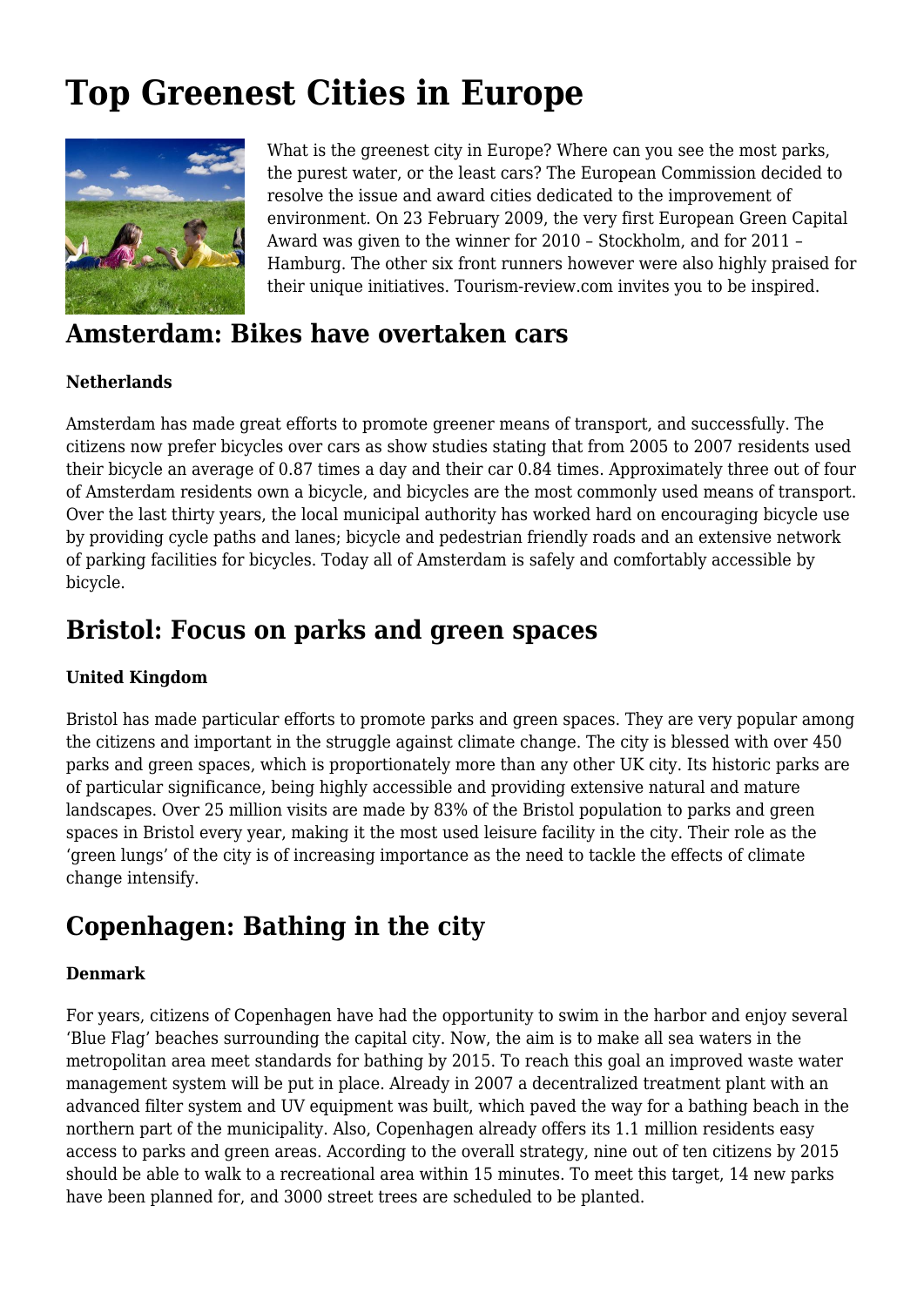# Top Greenest Cities in Europe

What is the greenest city in Europe? Where can you see the most parks, the purest water, or the least cars? The European Commission decided to resolve the issue and award cities dedicated to the improvement of environment. On 23 February 2009, the very first European Green Capital Award was given to the winner for 2010 – Stockholm, and for 2011 – Hamburg. The other six front runners however were also highly praised for their unique initiatives. Tourism-review.com invites you to be inspired.

## Amsterdam: Bikes have overtaken cars

**Netherlands**

Amsterdam has made great efforts to promote greener means of transport, and successfully. The citizens now prefer bicycles over cars as show studies stating that from 2005 to 2007 residents used their bicycle an average of 0.87 times a day and their car 0.84 times. Approximately three out of four of Amsterdam residents own a bicycle, and bicycles are the most commonly used means of transport. Over the last thirty years, the local municipal authority has worked hard on encouraging bicycle use by providing cycle paths and lanes; bicycle and pedestrian friendly roads and an extensive network of parking facilities for bicycles. Today all of Amsterdam is safely and comfortably accessible by bicycle.

## Bristol: Focus on parks and green spaces

**United Kingdom**

Bristol has made particular efforts to promote parks and green spaces. They are very popular among the citizens and important in the struggle against climate change. The city is blessed with over 450 parks and green spaces, which is proportionately more than any other UK city. Its historic parks are of particular significance, being highly accessible and providing extensive natural and mature landscapes. Over 25 million visits are made by 83% of the Bristol population to parks and green spaces in Bristol every year, making it the most used leisure facility in the city. Their role as the 'green lungs' of the city is of increasing importance as the need to tackle the effects of climate change intensify.

## Copenhagen: Bathing in the city

**Denmark**

For years, citizens of Copenhagen have had the opportunity to swim in the harbor and enjoy several 'Blue Flag' beaches surrounding the capital city. Now, the aim is to make all sea waters in the metropolitan area meet standards for bathing by 2015. To reach this goal an improved waste water management system will be put in place. Already in 2007 a decentralized treatment plant with an advanced filter system and UV equipment was built, which paved the way for a bathing beach in the northern part of the municipality. Also, Copenhagen already offers its 1.1 million residents easy access to parks and green areas. According to the overall strategy, nine out of ten citizens by 2015 should be able to walk to a recreational area within 15 minutes. To meet this target, 14 new parks have been planned for, and 3000 street trees are scheduled to be planted.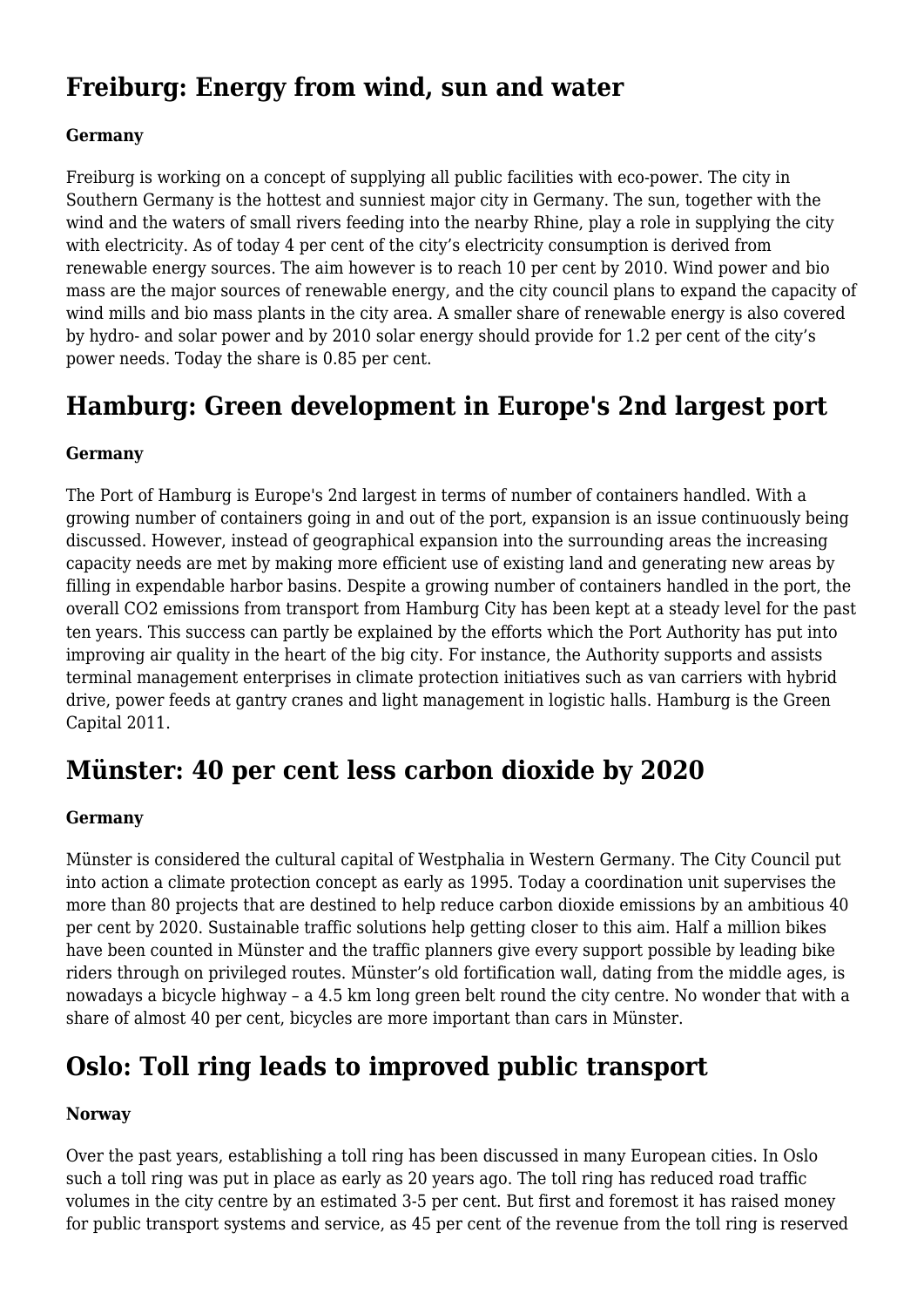## Freiburg: Energy from wind, sun and water

**Germany**

Freiburg is working on a concept of supplying all public facilities with eco-power. The city in Southern Germany is the hottest and sunniest major city in Germany. The sun, together with the wind and the waters of small rivers feeding into the nearby Rhine, play a role in supplying the city with electricity. As of today 4 per cent of the city's electricity consumption is derived from renewable energy sources. The aim however is to reach 10 per cent by 2010. Wind power and bio mass are the major sources of renewable energy, and the city council plans to expand the capacity of wind mills and bio mass plants in the city area. A smaller share of renewable energy is also covered by hydro- and solar power and by 2010 solar energy should provide for 1.2 per cent of the city's power needs. Today the share is 0.85 per cent.

## Hamburg: Green development in Europe's 2nd largest port

**Germany**

The Port of Hamburg is Europe's 2nd largest in terms of number of containers handled. With a growing number of containers going in and out of the port, expansion is an issue continuously being discussed. However, instead of geographical expansion into the surrounding areas the increasing capacity needs are met by making more efficient use of existing land and generating new areas by filling in expendable harbor basins. Despite a growing number of containers handled in the port, the overall $CO_2$ emissions from transport from Hamburg City has been kept at a steady level for the past ten years. This success can partly be explained by the efforts which the Port Authority has put into improving air quality in the heart of the big city. For instance, the Authority supports and assists terminal management enterprises in climate protection initiatives such as van carriers with hybrid drive, power feeds at gantry cranes and light management in logistic halls. Hamburg is the Green Capital 2011.

## Münster: 40 per cent less carbon dioxide by 2020

**Germany**

Münster is considered the cultural capital of Westphalia in Western Germany. The City Council put into action a climate protection concept as early as 1995. Today a coordination unit supervises the more than 80 projects that are destined to help reduce carbon dioxide emissions by an ambitious 40 per cent by 2020. Sustainable traffic solutions help getting closer to this aim. Half a million bikes have been counted in Münster and the traffic planners give every support possible by leading bike riders through on privileged routes. Münster's old fortification wall, dating from the middle ages, is nowadays a bicycle highway – a 4.5 km long green belt round the city centre. No wonder that with a share of almost 40 per cent, bicycles are more important than cars in Münster.

## Oslo: Toll ring leads to improved public transport

**Norway**

Over the past years, establishing a toll ring has been discussed in many European cities. In Oslo such a toll ring was put in place as early as 20 years ago. The toll ring has reduced road traffic volumes in the city centre by an estimated 3-5 per cent. But first and foremost it has raised money for public transport systems and service, as 45 per cent of the revenue from the toll ring is reserved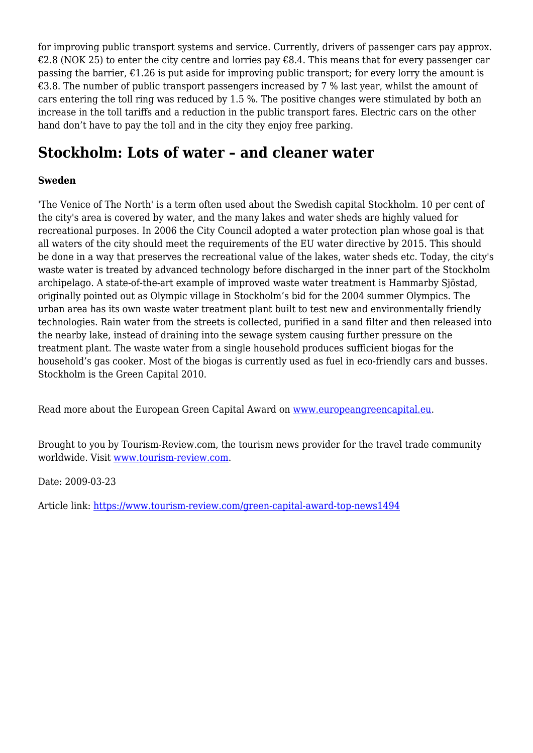for improving public transport systems and service. Currently, drivers of passenger cars pay approx. €2.8 (NOK 25) to enter the city centre and lorries pay €8.4. This means that for every passenger car passing the barrier, €1.26 is put aside for improving public transport; for every lorry the amount is €3.8. The number of public transport passengers increased by 7 % last year, whilst the amount of cars entering the toll ring was reduced by 1.5 %. The positive changes were stimulated by both an increase in the toll tariffs and a reduction in the public transport fares. Electric cars on the other hand don't have to pay the toll and in the city they enjoy free parking.

## Stockholm: Lots of water – and cleaner water

**Sweden**

'The Venice of The North' is a term often used about the Swedish capital Stockholm. 10 per cent of the city's area is covered by water, and the many lakes and water sheds are highly valued for recreational purposes. In 2006 the City Council adopted a water protection plan whose goal is that all waters of the city should meet the requirements of the EU water directive by 2015. This should be done in a way that preserves the recreational value of the lakes, water sheds etc. Today, the city's waste water is treated by advanced technology before discharged in the inner part of the Stockholm archipelago. A state-of-the-art example of improved waste water treatment is Hammarby Sjöstad, originally pointed out as Olympic village in Stockholm's bid for the 2004 summer Olympics. The urban area has its own waste water treatment plant built to test new and environmentally friendly technologies. Rain water from the streets is collected, purified in a sand filter and then released into the nearby lake, instead of draining into the sewage system causing further pressure on the treatment plant. The waste water from a single household produces sufficient biogas for the household's gas cooker. Most of the biogas is currently used as fuel in eco-friendly cars and busses. Stockholm is the Green Capital 2010.

Read more about the European Green Capital Award on [www.europeangreencapital.eu](http://www.europeangreencapital.eu).

Brought to you by Tourism-Review.com, the tourism news provider for the travel trade community worldwide. Visit [www.tourism-review.com](http://www.tourism-review.com).

Date: 2009-03-23

Article link: [https://www.tourism-review.com/green-capital-award-top-news1494](https://www.tourism-review.com/green-capital-award-top-news1494)